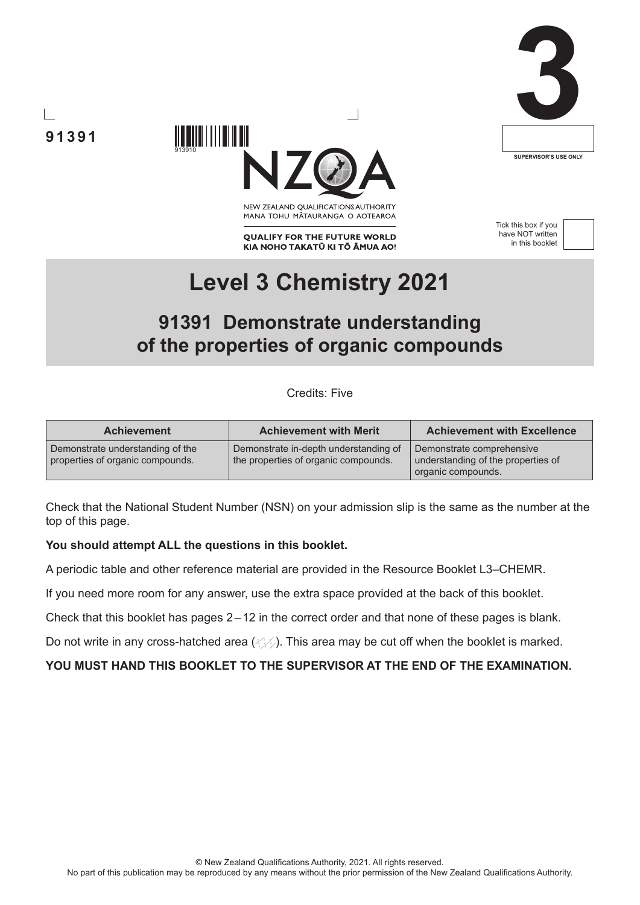91391

913910

NEW ZEALAND QUALIFICATIONS AUTHORITY
MANA TOHU MĀTAURANGA O AOTEAROA

QUALIFY FOR THE FUTURE WORLD
KIA NOHO TAKATŪ KI TŌ ĀMUA AO!

3

SUPERVISOR'S USE ONLY

Tick this box if you have NOT written in this booklet

# Level 3 Chemistry 2021

## 91391 Demonstrate understanding of the properties of organic compounds

Credits: Five

| Achievement | Achievement with Merit | Achievement with Excellence |
|---|---|---|
| Demonstrate understanding of the properties of organic compounds. | Demonstrate in-depth understanding of the properties of organic compounds. | Demonstrate comprehensive understanding of the properties of organic compounds. |

Check that the National Student Number (NSN) on your admission slip is the same as the number at the top of this page.

**You should attempt ALL the questions in this booklet.**

A periodic table and other reference material are provided in the Resource Booklet L3–CHEMR.

If you need more room for any answer, use the extra space provided at the back of this booklet.

Check that this booklet has pages 2–12 in the correct order and that none of these pages is blank.

Do not write in any cross-hatched area. This area may be cut off when the booklet is marked.

**YOU MUST HAND THIS BOOKLET TO THE SUPERVISOR AT THE END OF THE EXAMINATION.**

© New Zealand Qualifications Authority, 2021. All rights reserved.
No part of this publication may be reproduced by any means without the prior permission of the New Zealand Qualifications Authority.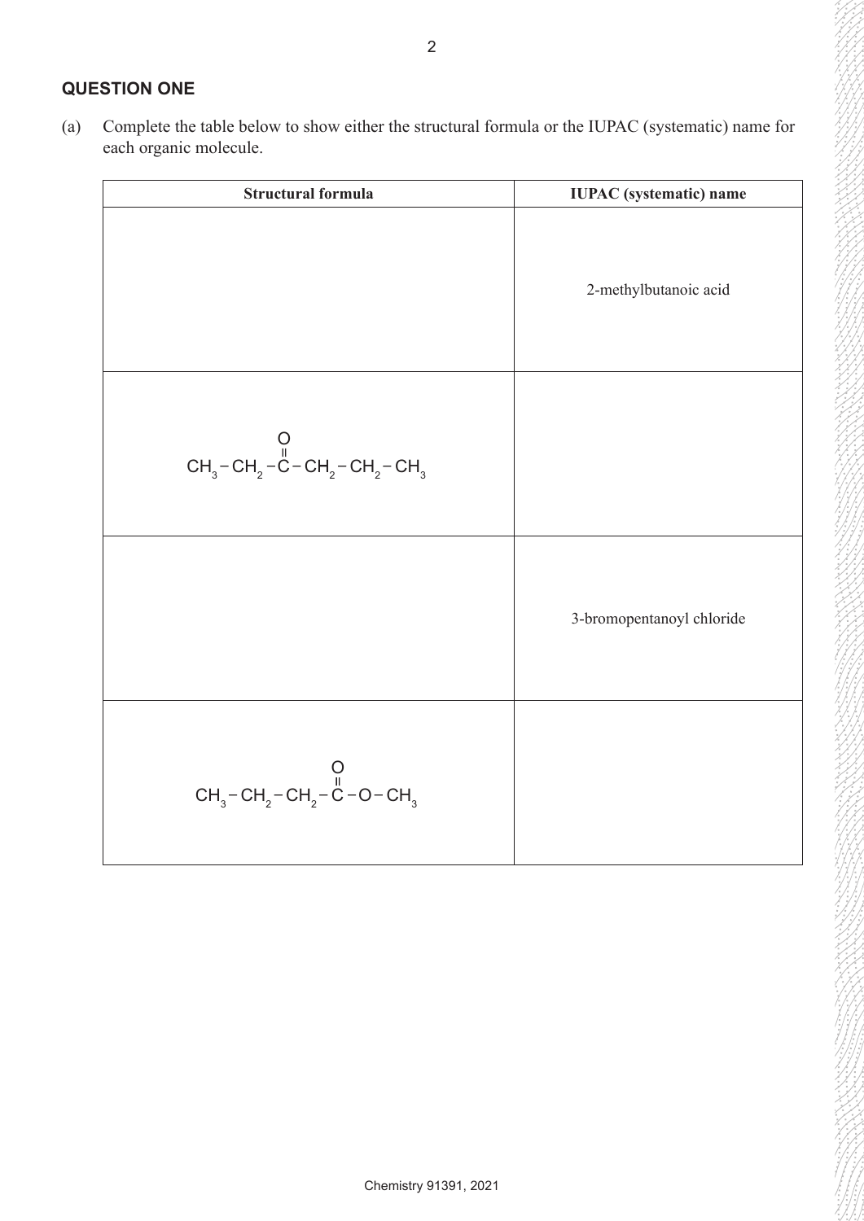## QUESTION ONE

(a) Complete the table below to show either the structural formula or the IUPAC (systematic) name for each organic molecule.

| Structural formula | IUPAC (systematic) name |
| --- | --- |
| | 2-methylbutanoic acid |
| $CH_3-CH_2-\overset{\overset{\large O}{\|}}{C}-CH_2-CH_2-CH_3$ | |
| | 3-bromopentanoyl chloride |
| $CH_3-CH_2-CH_2-\overset{\overset{\large O}{\|}}{C}-O-CH_3$ | |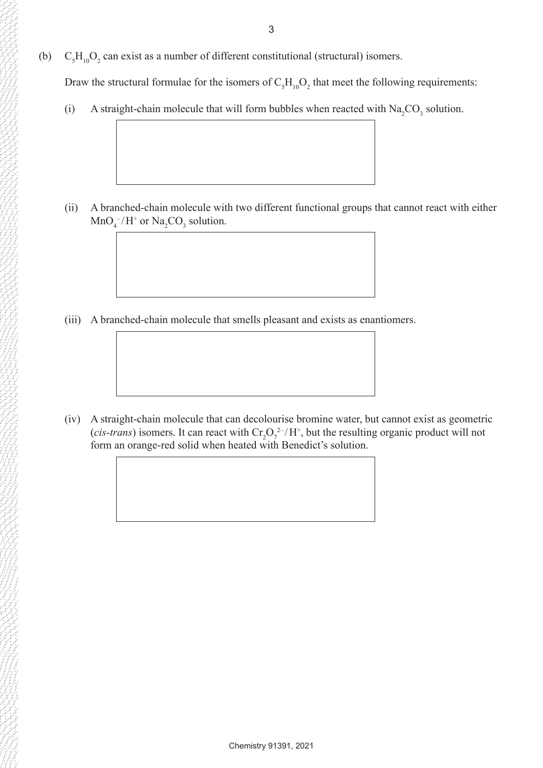(b) $C_5H_{10}O_2$ can exist as a number of different constitutional (structural) isomers.

Draw the structural formulae for the isomers of $C_5H_{10}O_2$ that meet the following requirements:

(i) A straight-chain molecule that will form bubbles when reacted with $Na_2CO_3$ solution.

(ii) A branched-chain molecule with two different functional groups that cannot react with either $MnO_4^-/H^+$ or $Na_2CO_3$ solution.

(iii) A branched-chain molecule that smells pleasant and exists as enantiomers.

(iv) A straight-chain molecule that can decolourise bromine water, but cannot exist as geometric (*cis-trans*) isomers. It can react with $Cr_2O_7^{2-}/H^+$, but the resulting organic product will not form an orange-red solid when heated with Benedict's solution.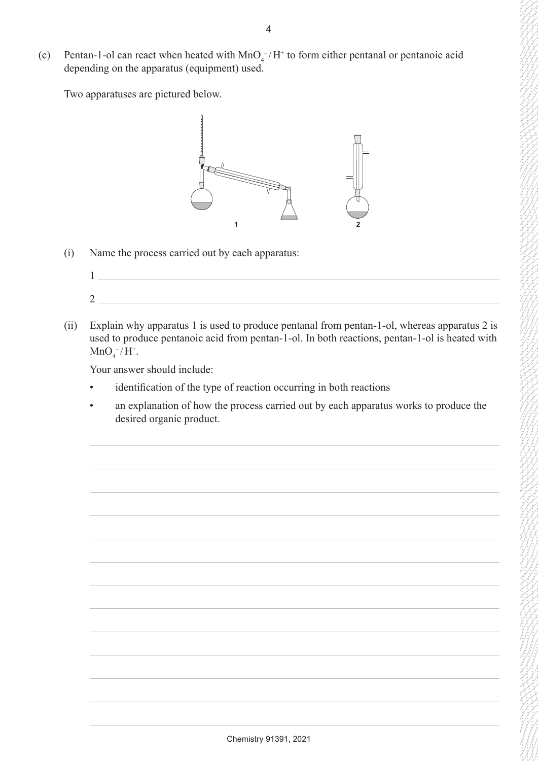(c) Pentan-1-ol can react when heated with $MnO_4^-/H^+$ to form either pentanal or pentanoic acid depending on the apparatus (equipment) used.

Two apparatuses are pictured below.

1 2

(i) Name the process carried out by each apparatus:

1 

2 

(ii) Explain why apparatus 1 is used to produce pentanal from pentan-1-ol, whereas apparatus 2 is used to produce pentanoic acid from pentan-1-ol. In both reactions, pentan-1-ol is heated with $MnO_4^-/H^+$.

Your answer should include:

- identification of the type of reaction occurring in both reactions
- an explanation of how the process carried out by each apparatus works to produce the desired organic product.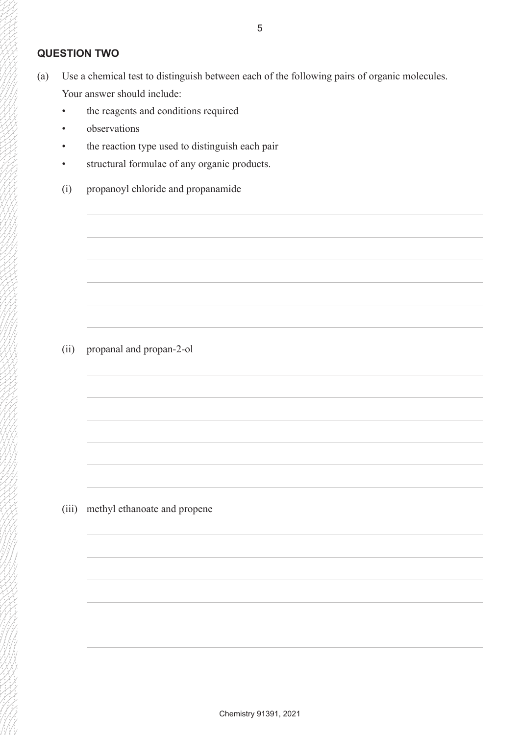## QUESTION TWO

(a) Use a chemical test to distinguish between each of the following pairs of organic molecules.

Your answer should include:

- the reagents and conditions required
- observations
- the reaction type used to distinguish each pair
- structural formulae of any organic products.

(i) propanoyl chloride and propanamide

(ii) propanal and propan-2-ol

(iii) methyl ethanoate and propene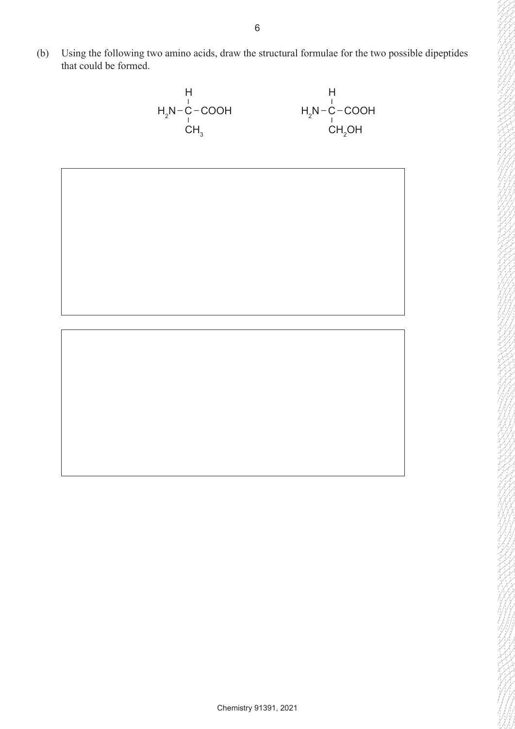(b) Using the following two amino acids, draw the structural formulae for the two possible dipeptides that could be formed.

$$H_2N-\underset{\displaystyle CH_3}{\overset{\displaystyle H}{\overset{|}{\underset{|}{C}}}}-COOH \qquad\qquad H_2N-\underset{\displaystyle CH_2OH}{\overset{\displaystyle H}{\overset{|}{\underset{|}{C}}}}-COOH$$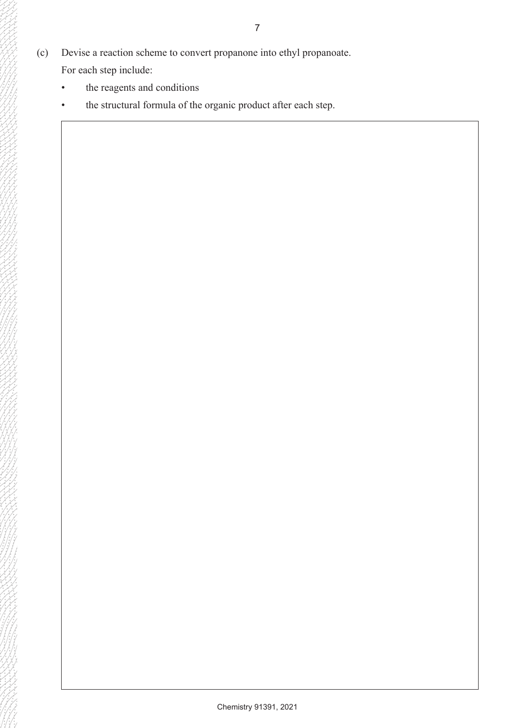(c) Devise a reaction scheme to convert propanone into ethyl propanoate.

For each step include:

- the reagents and conditions
- the structural formula of the organic product after each step.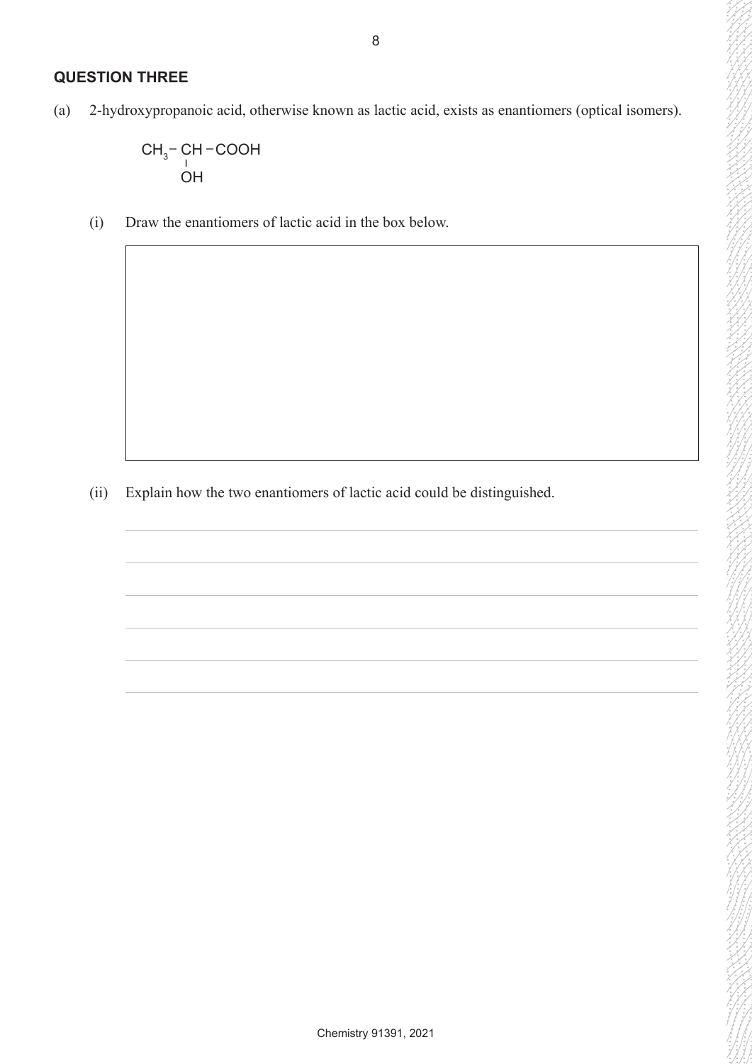## QUESTION THREE

(a) 2-hydroxypropanoic acid, otherwise known as lactic acid, exists as enantiomers (optical isomers).

$$CH_3-\underset{\displaystyle OH}{\underset{|}{CH}}-COOH$$

(i) Draw the enantiomers of lactic acid in the box below.

(ii) Explain how the two enantiomers of lactic acid could be distinguished.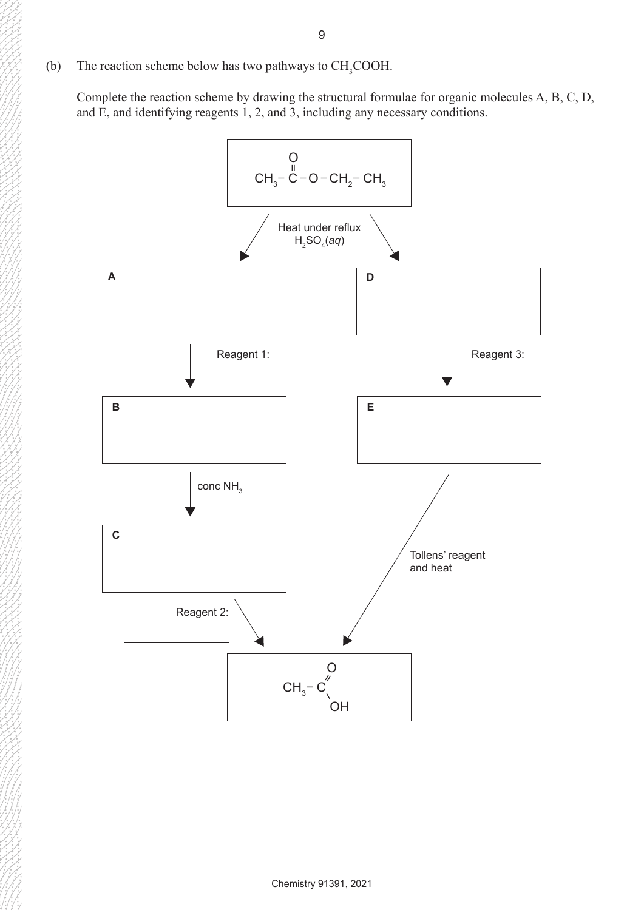(b) The reaction scheme below has two pathways to $CH_3COOH$.

Complete the reaction scheme by drawing the structural formulae for organic molecules A, B, C, D, and E, and identifying reagents 1, 2, and 3, including any necessary conditions.

$$CH_3-\overset{\overset{\large O}{\|}}{C}-O-CH_2-CH_3$$

Heat under reflux
$H_2SO_4(aq)$

**A**

Reagent 1: ______________

**B**

conc $NH_3$

**C**

Reagent 2: ______________

**D**

Reagent 3: ______________

**E**

Tollens' reagent and heat

$$CH_3-C\begin{matrix} \diagup\!\!\!\!\diagup O \\ \diagdown OH \end{matrix}$$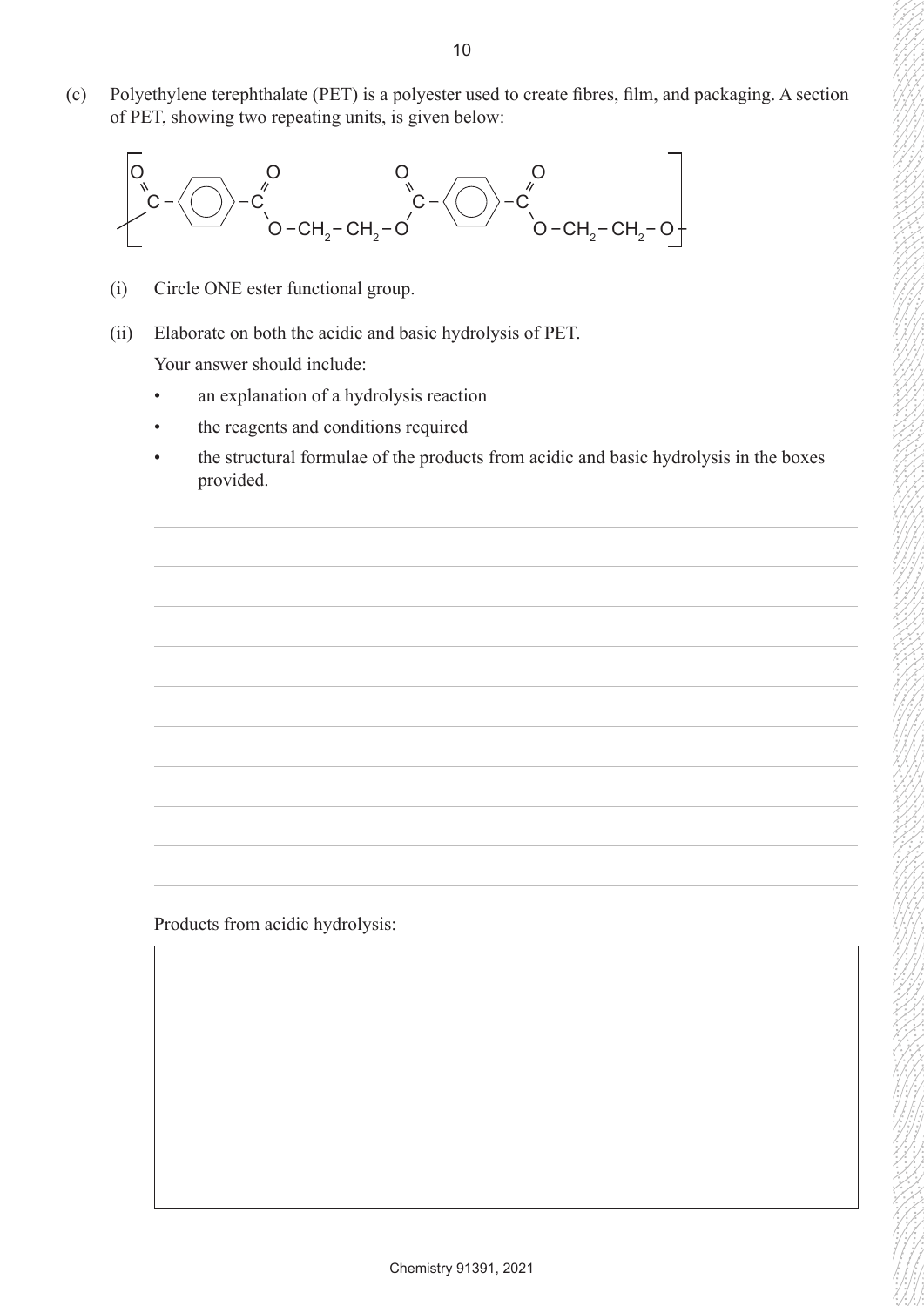(c) Polyethylene terephthalate (PET) is a polyester used to create fibres, film, and packaging. A section of PET, showing two repeating units, is given below:

$$\left[ -\overset{\overset{\displaystyle O}{\|}}{C}-C_6H_4-\overset{\overset{\displaystyle O}{\|}}{C}-O-CH_2-CH_2-O-\overset{\overset{\displaystyle O}{\|}}{C}-C_6H_4-\overset{\overset{\displaystyle O}{\|}}{C}-O-CH_2-CH_2-O- \right]$$

(i) Circle ONE ester functional group.

(ii) Elaborate on both the acidic and basic hydrolysis of PET.

Your answer should include:

- an explanation of a hydrolysis reaction
- the reagents and conditions required
- the structural formulae of the products from acidic and basic hydrolysis in the boxes provided.

Products from acidic hydrolysis: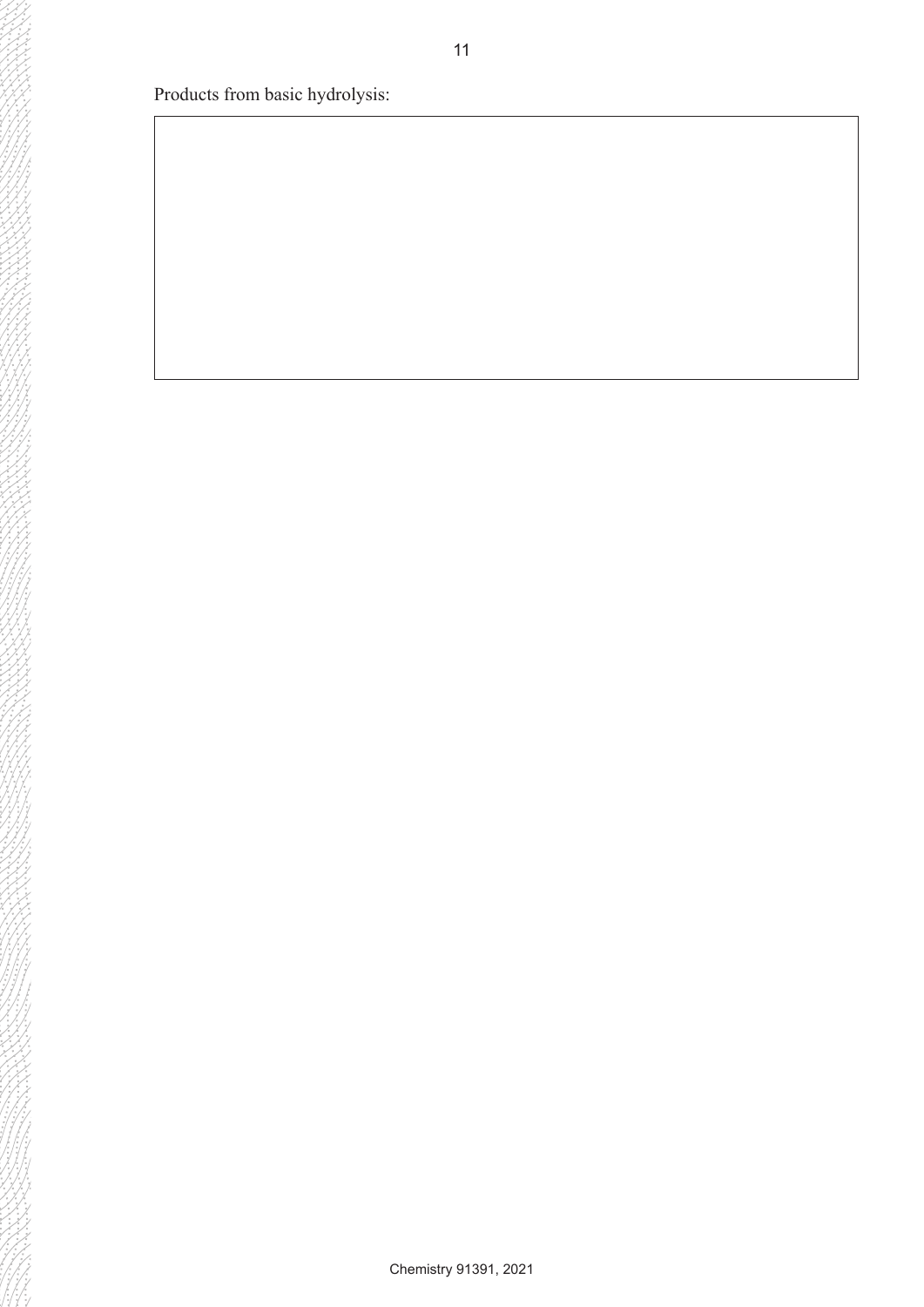Products from basic hydrolysis: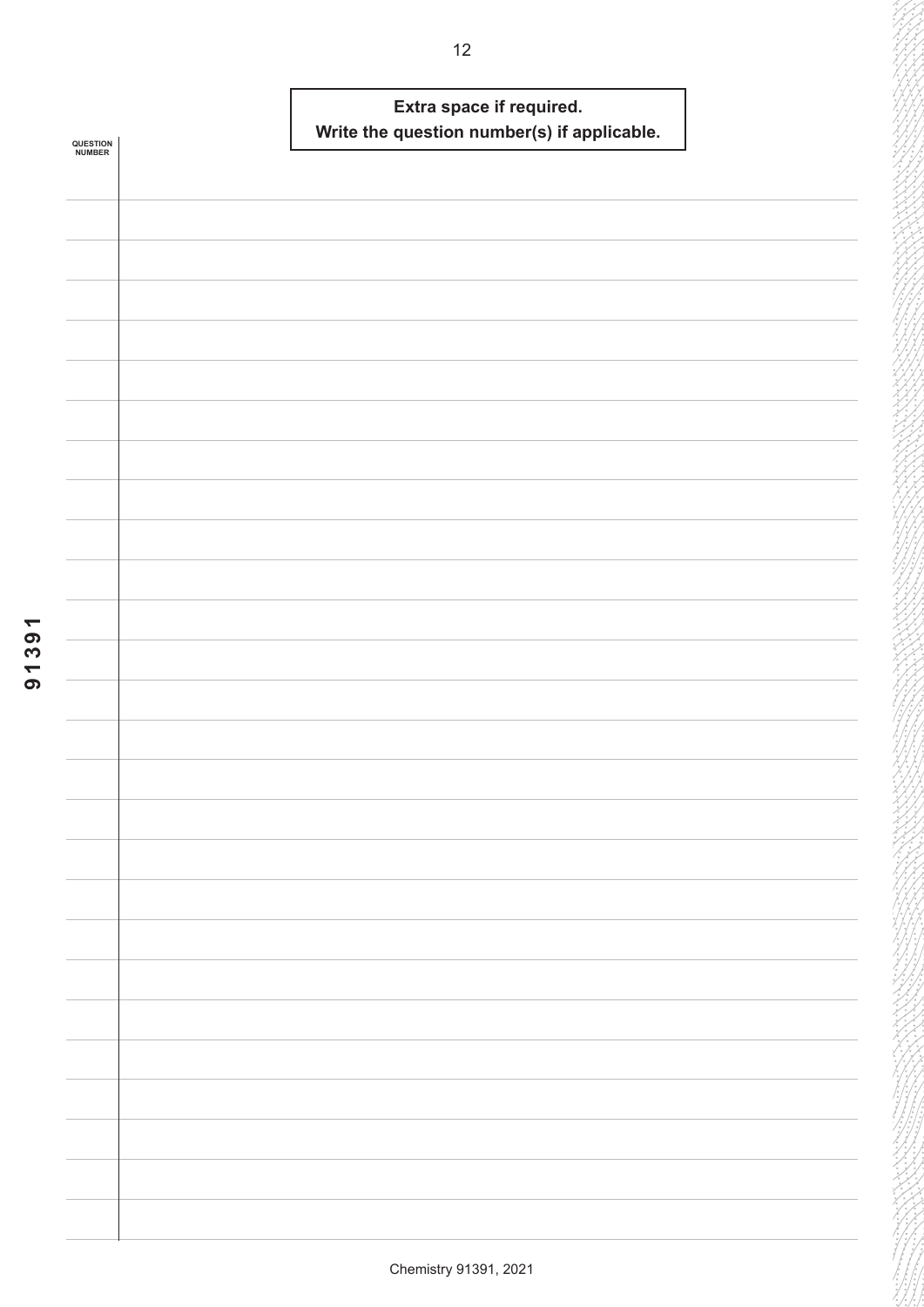**Extra space if required.**
**Write the question number(s) if applicable.**

QUESTION NUMBER